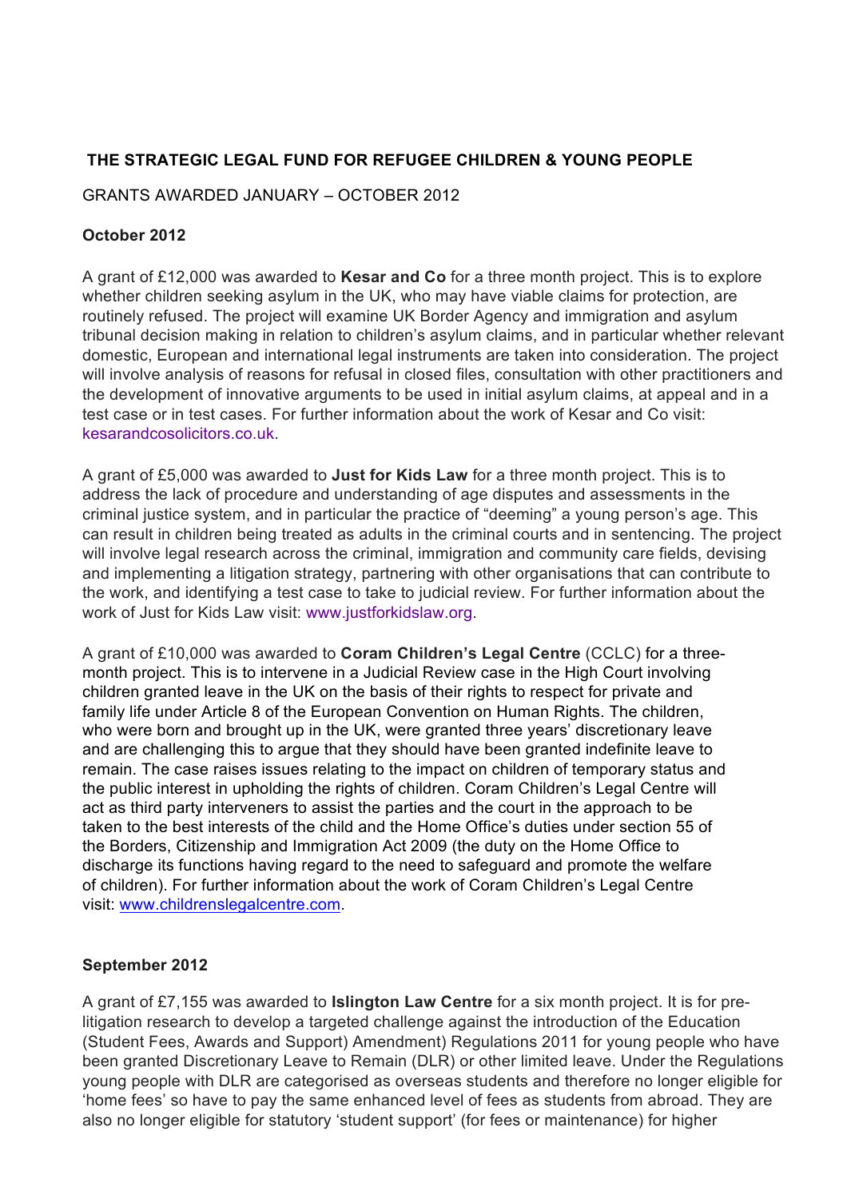# THE STRATEGIC LEGAL FUND FOR REFUGEE CHILDREN & YOUNG PEOPLE

GRANTS AWARDED JANUARY – OCTOBER 2012

## October 2012

A grant of £12,000 was awarded to **Kesar and Co** for a three month project. This is to explore whether children seeking asylum in the UK, who may have viable claims for protection, are routinely refused. The project will examine UK Border Agency and immigration and asylum tribunal decision making in relation to children's asylum claims, and in particular whether relevant domestic, European and international legal instruments are taken into consideration. The project will involve analysis of reasons for refusal in closed files, consultation with other practitioners and the development of innovative arguments to be used in initial asylum claims, at appeal and in a test case or in test cases. For further information about the work of Kesar and Co visit: kesarandcosolicitors.co.uk.

A grant of £5,000 was awarded to **Just for Kids Law** for a three month project. This is to address the lack of procedure and understanding of age disputes and assessments in the criminal justice system, and in particular the practice of "deeming" a young person's age. This can result in children being treated as adults in the criminal courts and in sentencing. The project will involve legal research across the criminal, immigration and community care fields, devising and implementing a litigation strategy, partnering with other organisations that can contribute to the work, and identifying a test case to take to judicial review. For further information about the work of Just for Kids Law visit: www.justforkidslaw.org.

A grant of £10,000 was awarded to **Coram Children's Legal Centre** (CCLC) for a three-month project. This is to intervene in a Judicial Review case in the High Court involving children granted leave in the UK on the basis of their rights to respect for private and family life under Article 8 of the European Convention on Human Rights. The children, who were born and brought up in the UK, were granted three years' discretionary leave and are challenging this to argue that they should have been granted indefinite leave to remain. The case raises issues relating to the impact on children of temporary status and the public interest in upholding the rights of children. Coram Children's Legal Centre will act as third party interveners to assist the parties and the court in the approach to be taken to the best interests of the child and the Home Office's duties under section 55 of the Borders, Citizenship and Immigration Act 2009 (the duty on the Home Office to discharge its functions having regard to the need to safeguard and promote the welfare of children). For further information about the work of Coram Children's Legal Centre visit: www.childrenslegalcentre.com.

## September 2012

A grant of £7,155 was awarded to **Islington Law Centre** for a six month project. It is for pre-litigation research to develop a targeted challenge against the introduction of the Education (Student Fees, Awards and Support) Amendment) Regulations 2011 for young people who have been granted Discretionary Leave to Remain (DLR) or other limited leave. Under the Regulations young people with DLR are categorised as overseas students and therefore no longer eligible for 'home fees' so have to pay the same enhanced level of fees as students from abroad. They are also no longer eligible for statutory 'student support' (for fees or maintenance) for higher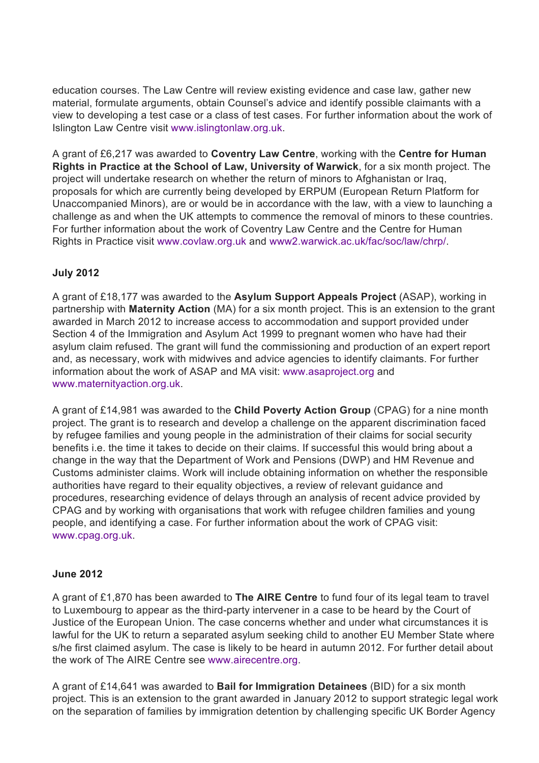education courses. The Law Centre will review existing evidence and case law, gather new material, formulate arguments, obtain Counsel's advice and identify possible claimants with a view to developing a test case or a class of test cases. For further information about the work of Islington Law Centre visit www.islingtonlaw.org.uk.

A grant of £6,217 was awarded to **Coventry Law Centre**, working with the **Centre for Human Rights in Practice at the School of Law, University of Warwick**, for a six month project. The project will undertake research on whether the return of minors to Afghanistan or Iraq, proposals for which are currently being developed by ERPUM (European Return Platform for Unaccompanied Minors), are or would be in accordance with the law, with a view to launching a challenge as and when the UK attempts to commence the removal of minors to these countries. For further information about the work of Coventry Law Centre and the Centre for Human Rights in Practice visit www.covlaw.org.uk and www2.warwick.ac.uk/fac/soc/law/chrp/.

**July 2012**

A grant of £18,177 was awarded to the **Asylum Support Appeals Project** (ASAP), working in partnership with **Maternity Action** (MA) for a six month project. This is an extension to the grant awarded in March 2012 to increase access to accommodation and support provided under Section 4 of the Immigration and Asylum Act 1999 to pregnant women who have had their asylum claim refused. The grant will fund the commissioning and production of an expert report and, as necessary, work with midwives and advice agencies to identify claimants. For further information about the work of ASAP and MA visit: www.asaproject.org and www.maternityaction.org.uk.

A grant of £14,981 was awarded to the **Child Poverty Action Group** (CPAG) for a nine month project. The grant is to research and develop a challenge on the apparent discrimination faced by refugee families and young people in the administration of their claims for social security benefits i.e. the time it takes to decide on their claims. If successful this would bring about a change in the way that the Department of Work and Pensions (DWP) and HM Revenue and Customs administer claims. Work will include obtaining information on whether the responsible authorities have regard to their equality objectives, a review of relevant guidance and procedures, researching evidence of delays through an analysis of recent advice provided by CPAG and by working with organisations that work with refugee children families and young people, and identifying a case. For further information about the work of CPAG visit: www.cpag.org.uk.

**June 2012**

A grant of £1,870 has been awarded to **The AIRE Centre** to fund four of its legal team to travel to Luxembourg to appear as the third-party intervener in a case to be heard by the Court of Justice of the European Union. The case concerns whether and under what circumstances it is lawful for the UK to return a separated asylum seeking child to another EU Member State where s/he first claimed asylum. The case is likely to be heard in autumn 2012. For further detail about the work of The AIRE Centre see www.airecentre.org.

A grant of £14,641 was awarded to **Bail for Immigration Detainees** (BID) for a six month project. This is an extension to the grant awarded in January 2012 to support strategic legal work on the separation of families by immigration detention by challenging specific UK Border Agency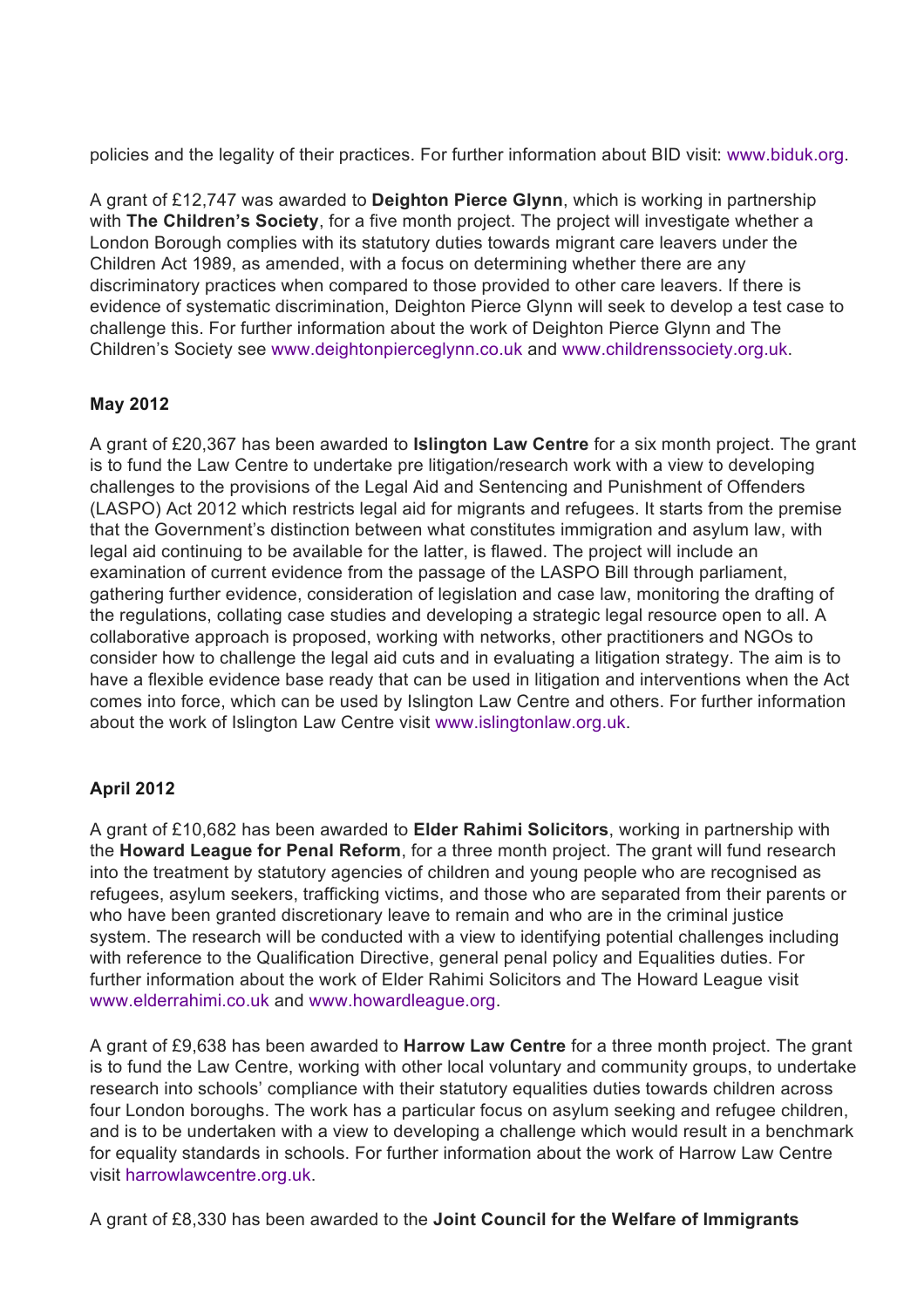policies and the legality of their practices. For further information about BID visit: www.biduk.org.

A grant of £12,747 was awarded to **Deighton Pierce Glynn**, which is working in partnership with **The Children's Society**, for a five month project. The project will investigate whether a London Borough complies with its statutory duties towards migrant care leavers under the Children Act 1989, as amended, with a focus on determining whether there are any discriminatory practices when compared to those provided to other care leavers. If there is evidence of systematic discrimination, Deighton Pierce Glynn will seek to develop a test case to challenge this. For further information about the work of Deighton Pierce Glynn and The Children's Society see www.deightonpierceglynn.co.uk and www.childrenssociety.org.uk.

**May 2012**

A grant of £20,367 has been awarded to **Islington Law Centre** for a six month project. The grant is to fund the Law Centre to undertake pre litigation/research work with a view to developing challenges to the provisions of the Legal Aid and Sentencing and Punishment of Offenders (LASPO) Act 2012 which restricts legal aid for migrants and refugees. It starts from the premise that the Government's distinction between what constitutes immigration and asylum law, with legal aid continuing to be available for the latter, is flawed. The project will include an examination of current evidence from the passage of the LASPO Bill through parliament, gathering further evidence, consideration of legislation and case law, monitoring the drafting of the regulations, collating case studies and developing a strategic legal resource open to all. A collaborative approach is proposed, working with networks, other practitioners and NGOs to consider how to challenge the legal aid cuts and in evaluating a litigation strategy. The aim is to have a flexible evidence base ready that can be used in litigation and interventions when the Act comes into force, which can be used by Islington Law Centre and others. For further information about the work of Islington Law Centre visit www.islingtonlaw.org.uk.

**April 2012**

A grant of £10,682 has been awarded to **Elder Rahimi Solicitors**, working in partnership with the **Howard League for Penal Reform**, for a three month project. The grant will fund research into the treatment by statutory agencies of children and young people who are recognised as refugees, asylum seekers, trafficking victims, and those who are separated from their parents or who have been granted discretionary leave to remain and who are in the criminal justice system. The research will be conducted with a view to identifying potential challenges including with reference to the Qualification Directive, general penal policy and Equalities duties. For further information about the work of Elder Rahimi Solicitors and The Howard League visit www.elderrahimi.co.uk and www.howardleague.org.

A grant of £9,638 has been awarded to **Harrow Law Centre** for a three month project. The grant is to fund the Law Centre, working with other local voluntary and community groups, to undertake research into schools' compliance with their statutory equalities duties towards children across four London boroughs. The work has a particular focus on asylum seeking and refugee children, and is to be undertaken with a view to developing a challenge which would result in a benchmark for equality standards in schools. For further information about the work of Harrow Law Centre visit harrowlawcentre.org.uk.

A grant of £8,330 has been awarded to the **Joint Council for the Welfare of Immigrants**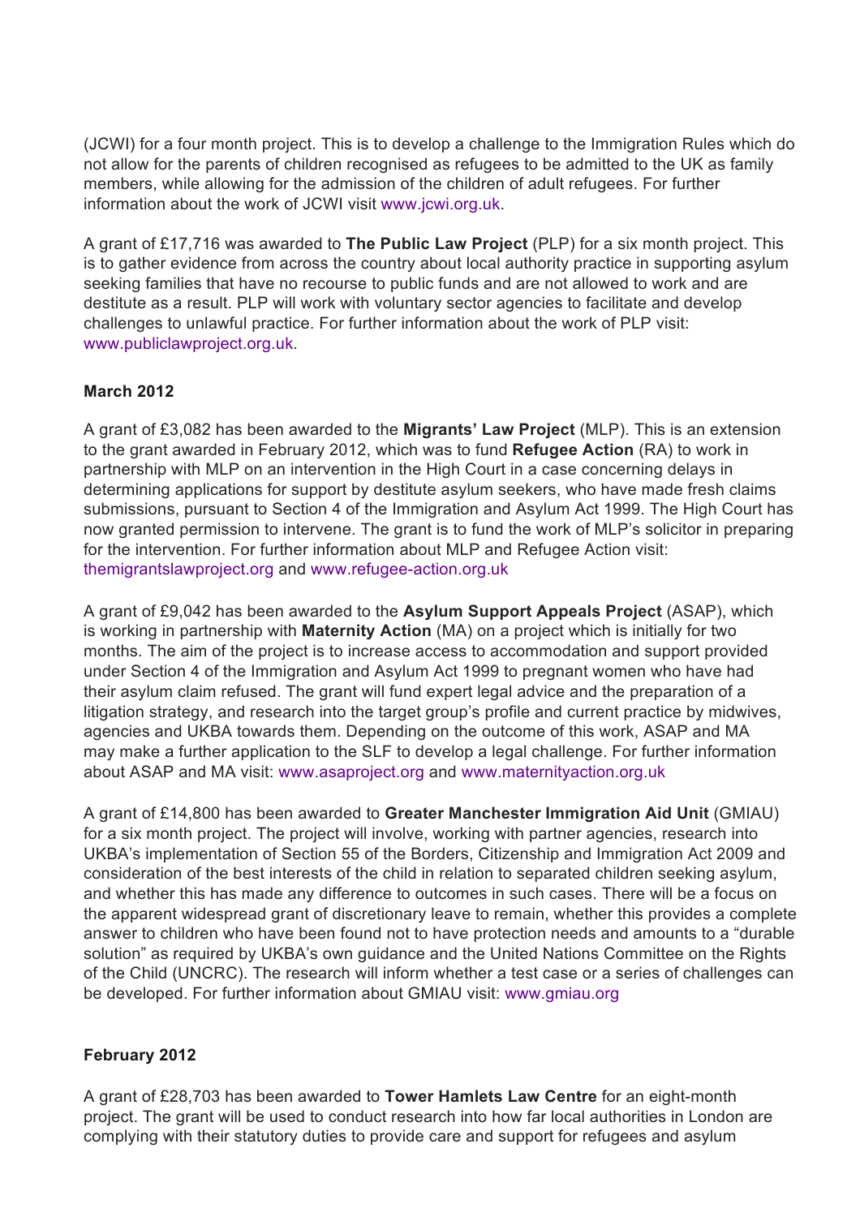(JCWI) for a four month project. This is to develop a challenge to the Immigration Rules which do not allow for the parents of children recognised as refugees to be admitted to the UK as family members, while allowing for the admission of the children of adult refugees. For further information about the work of JCWI visit www.jcwi.org.uk.

A grant of £17,716 was awarded to **The Public Law Project** (PLP) for a six month project. This is to gather evidence from across the country about local authority practice in supporting asylum seeking families that have no recourse to public funds and are not allowed to work and are destitute as a result. PLP will work with voluntary sector agencies to facilitate and develop challenges to unlawful practice. For further information about the work of PLP visit: www.publiclawproject.org.uk.

**March 2012**

A grant of £3,082 has been awarded to the **Migrants' Law Project** (MLP). This is an extension to the grant awarded in February 2012, which was to fund **Refugee Action** (RA) to work in partnership with MLP on an intervention in the High Court in a case concerning delays in determining applications for support by destitute asylum seekers, who have made fresh claims submissions, pursuant to Section 4 of the Immigration and Asylum Act 1999. The High Court has now granted permission to intervene. The grant is to fund the work of MLP's solicitor in preparing for the intervention. For further information about MLP and Refugee Action visit: themigrantslawproject.org and www.refugee-action.org.uk

A grant of £9,042 has been awarded to the **Asylum Support Appeals Project** (ASAP), which is working in partnership with **Maternity Action** (MA) on a project which is initially for two months. The aim of the project is to increase access to accommodation and support provided under Section 4 of the Immigration and Asylum Act 1999 to pregnant women who have had their asylum claim refused. The grant will fund expert legal advice and the preparation of a litigation strategy, and research into the target group's profile and current practice by midwives, agencies and UKBA towards them. Depending on the outcome of this work, ASAP and MA may make a further application to the SLF to develop a legal challenge. For further information about ASAP and MA visit: www.asaproject.org and www.maternityaction.org.uk

A grant of £14,800 has been awarded to **Greater Manchester Immigration Aid Unit** (GMIAU) for a six month project. The project will involve, working with partner agencies, research into UKBA's implementation of Section 55 of the Borders, Citizenship and Immigration Act 2009 and consideration of the best interests of the child in relation to separated children seeking asylum, and whether this has made any difference to outcomes in such cases. There will be a focus on the apparent widespread grant of discretionary leave to remain, whether this provides a complete answer to children who have been found not to have protection needs and amounts to a "durable solution" as required by UKBA's own guidance and the United Nations Committee on the Rights of the Child (UNCRC). The research will inform whether a test case or a series of challenges can be developed. For further information about GMIAU visit: www.gmiau.org

**February 2012**

A grant of £28,703 has been awarded to **Tower Hamlets Law Centre** for an eight-month project. The grant will be used to conduct research into how far local authorities in London are complying with their statutory duties to provide care and support for refugees and asylum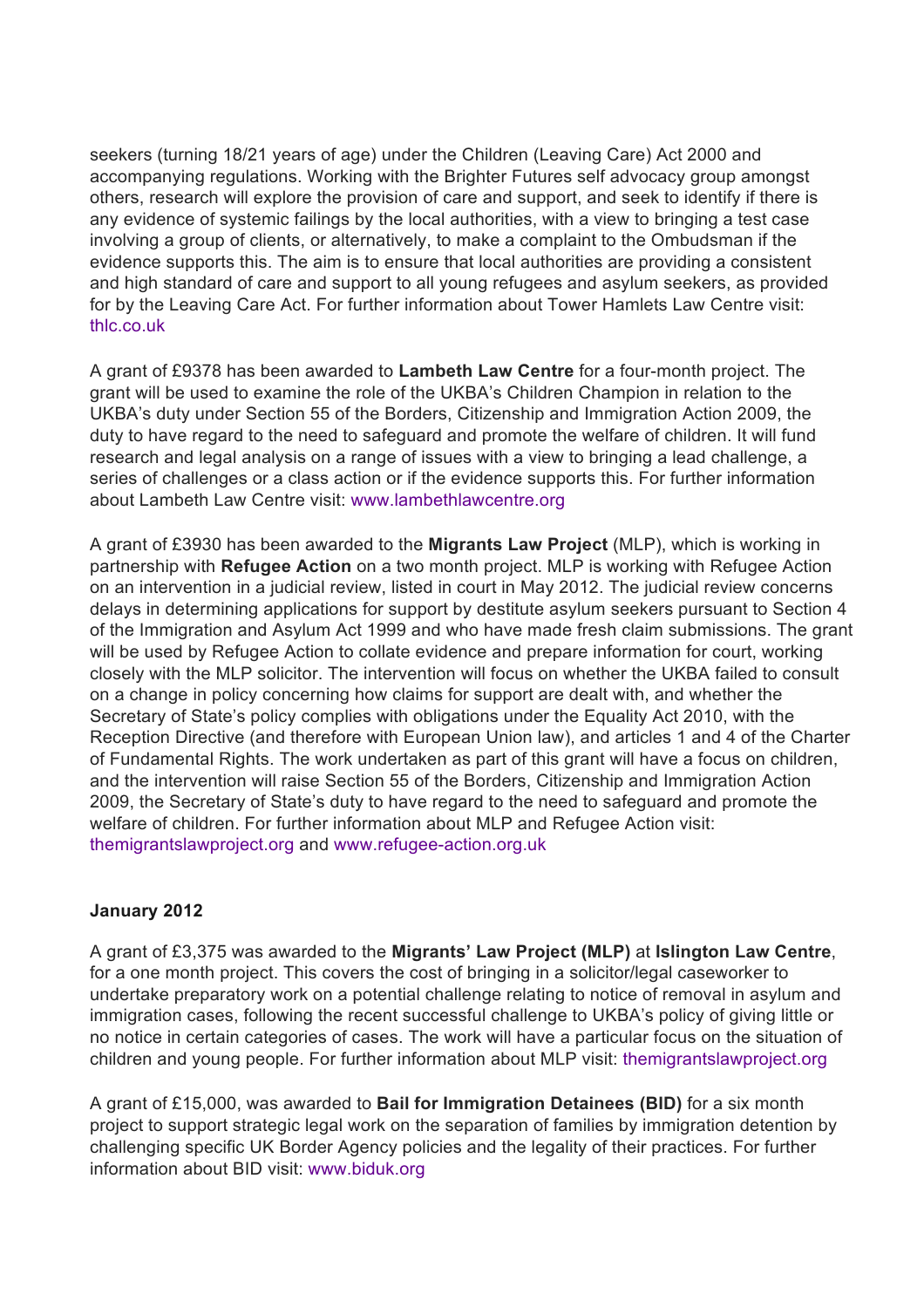seekers (turning 18/21 years of age) under the Children (Leaving Care) Act 2000 and accompanying regulations. Working with the Brighter Futures self advocacy group amongst others, research will explore the provision of care and support, and seek to identify if there is any evidence of systemic failings by the local authorities, with a view to bringing a test case involving a group of clients, or alternatively, to make a complaint to the Ombudsman if the evidence supports this. The aim is to ensure that local authorities are providing a consistent and high standard of care and support to all young refugees and asylum seekers, as provided for by the Leaving Care Act. For further information about Tower Hamlets Law Centre visit: thlc.co.uk

A grant of £9378 has been awarded to **Lambeth Law Centre** for a four-month project. The grant will be used to examine the role of the UKBA's Children Champion in relation to the UKBA's duty under Section 55 of the Borders, Citizenship and Immigration Action 2009, the duty to have regard to the need to safeguard and promote the welfare of children. It will fund research and legal analysis on a range of issues with a view to bringing a lead challenge, a series of challenges or a class action or if the evidence supports this. For further information about Lambeth Law Centre visit: www.lambethlawcentre.org

A grant of £3930 has been awarded to the **Migrants Law Project** (MLP), which is working in partnership with **Refugee Action** on a two month project. MLP is working with Refugee Action on an intervention in a judicial review, listed in court in May 2012. The judicial review concerns delays in determining applications for support by destitute asylum seekers pursuant to Section 4 of the Immigration and Asylum Act 1999 and who have made fresh claim submissions. The grant will be used by Refugee Action to collate evidence and prepare information for court, working closely with the MLP solicitor. The intervention will focus on whether the UKBA failed to consult on a change in policy concerning how claims for support are dealt with, and whether the Secretary of State's policy complies with obligations under the Equality Act 2010, with the Reception Directive (and therefore with European Union law), and articles 1 and 4 of the Charter of Fundamental Rights. The work undertaken as part of this grant will have a focus on children, and the intervention will raise Section 55 of the Borders, Citizenship and Immigration Action 2009, the Secretary of State's duty to have regard to the need to safeguard and promote the welfare of children. For further information about MLP and Refugee Action visit: themigrantslawproject.org and www.refugee-action.org.uk

**January 2012**

A grant of £3,375 was awarded to the **Migrants' Law Project (MLP)** at **Islington Law Centre**, for a one month project. This covers the cost of bringing in a solicitor/legal caseworker to undertake preparatory work on a potential challenge relating to notice of removal in asylum and immigration cases, following the recent successful challenge to UKBA's policy of giving little or no notice in certain categories of cases. The work will have a particular focus on the situation of children and young people. For further information about MLP visit: themigrantslawproject.org

A grant of £15,000, was awarded to **Bail for Immigration Detainees (BID)** for a six month project to support strategic legal work on the separation of families by immigration detention by challenging specific UK Border Agency policies and the legality of their practices. For further information about BID visit: www.biduk.org